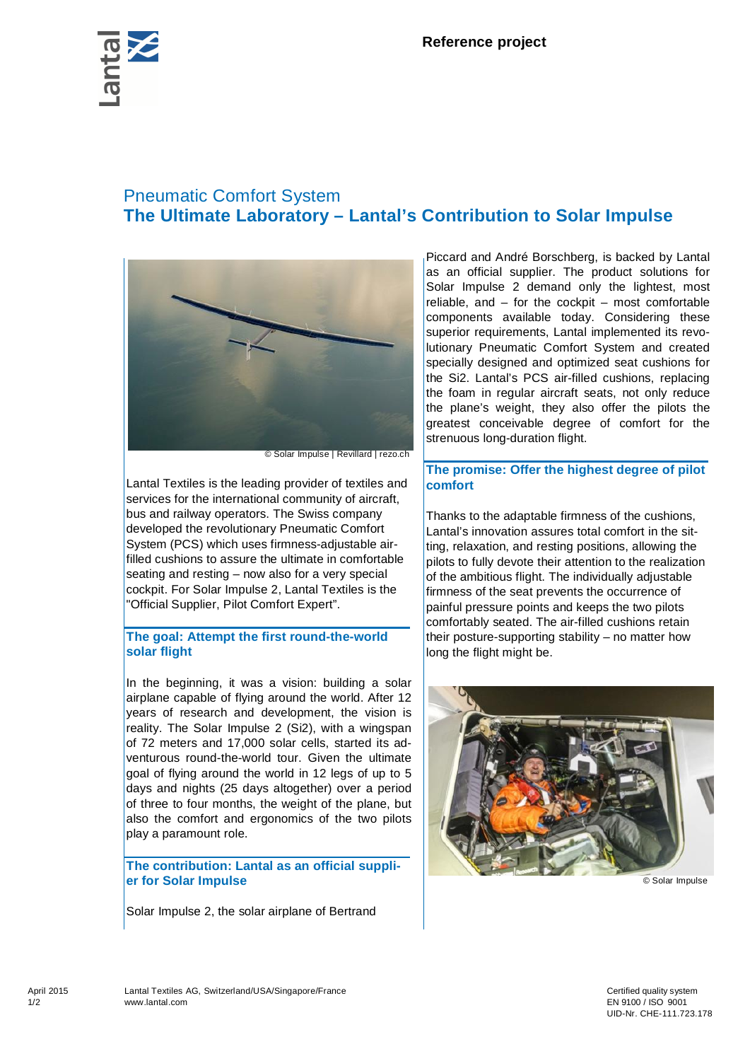Reference project

# Pneumatic Comfort System
# The Ultimate Laboratory – Lantal's Contribution to Solar Impulse

© Solar Impulse | Revillard | rezo.ch

Lantal Textiles is the leading provider of textiles and services for the international community of aircraft, bus and railway operators. The Swiss company developed the revolutionary Pneumatic Comfort System (PCS) which uses firmness-adjustable air-filled cushions to assure the ultimate in comfortable seating and resting – now also for a very special cockpit. For Solar Impulse 2, Lantal Textiles is the "Official Supplier, Pilot Comfort Expert".

## The goal: Attempt the first round-the-world solar flight

In the beginning, it was a vision: building a solar airplane capable of flying around the world. After 12 years of research and development, the vision is reality. The Solar Impulse 2 (Si2), with a wingspan of 72 meters and 17,000 solar cells, started its adventurous round-the-world tour. Given the ultimate goal of flying around the world in 12 legs of up to 5 days and nights (25 days altogether) over a period of three to four months, the weight of the plane, but also the comfort and ergonomics of the two pilots play a paramount role.

## The contribution: Lantal as an official supplier for Solar Impulse

Solar Impulse 2, the solar airplane of Bertrand Piccard and André Borschberg, is backed by Lantal as an official supplier. The product solutions for Solar Impulse 2 demand only the lightest, most reliable, and – for the cockpit – most comfortable components available today. Considering these superior requirements, Lantal implemented its revolutionary Pneumatic Comfort System and created specially designed and optimized seat cushions for the Si2. Lantal's PCS air-filled cushions, replacing the foam in regular aircraft seats, not only reduce the plane's weight, they also offer the pilots the greatest conceivable degree of comfort for the strenuous long-duration flight.

## The promise: Offer the highest degree of pilot comfort

Thanks to the adaptable firmness of the cushions, Lantal's innovation assures total comfort in the sitting, relaxation, and resting positions, allowing the pilots to fully devote their attention to the realization of the ambitious flight. The individually adjustable firmness of the seat prevents the occurrence of painful pressure points and keeps the two pilots comfortably seated. The air-filled cushions retain their posture-supporting stability – no matter how long the flight might be.

© Solar Impulse

April 2015

Lantal Textiles AG, Switzerland/USA/Singapore/France
www.lantal.com

Certified quality system
EN 9100 / ISO 9001
UID-Nr. CHE-111.723.178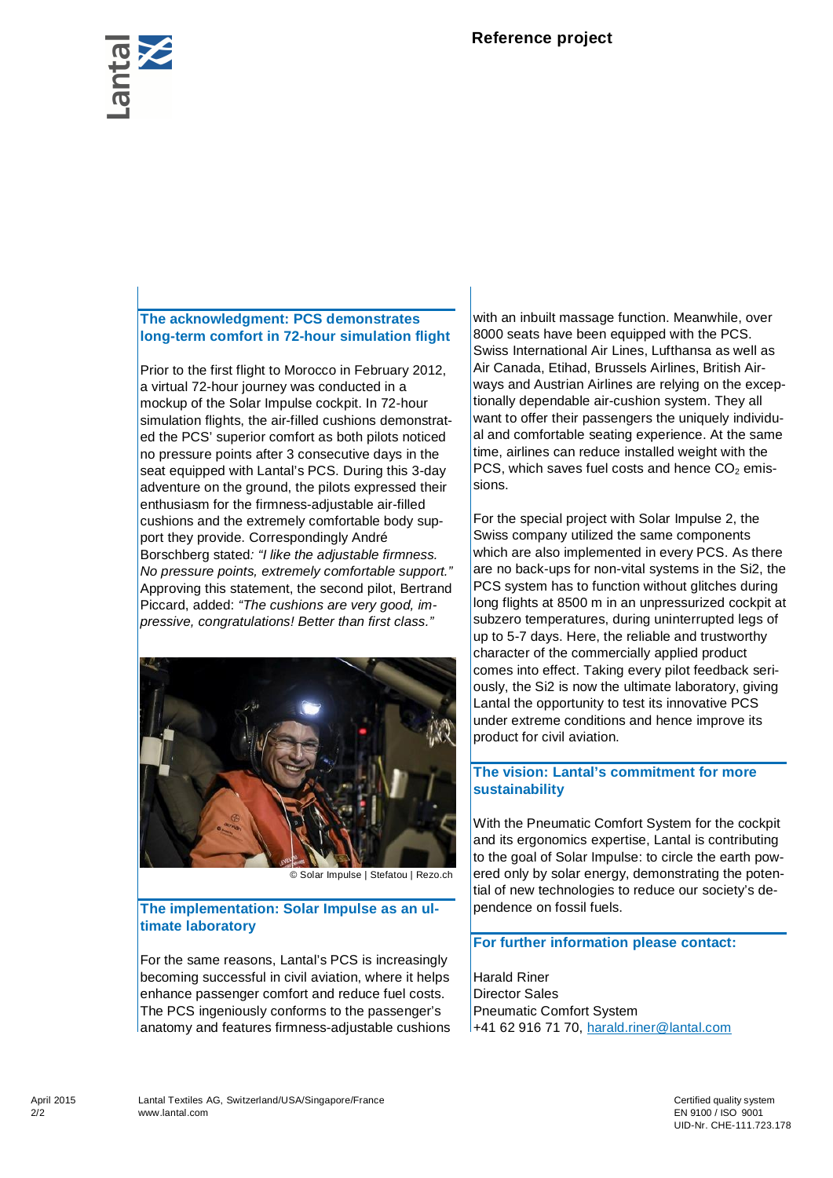## The acknowledgment: PCS demonstrates long-term comfort in 72-hour simulation flight

Prior to the first flight to Morocco in February 2012, a virtual 72-hour journey was conducted in a mockup of the Solar Impulse cockpit. In 72-hour simulation flights, the air-filled cushions demonstrated the PCS' superior comfort as both pilots noticed no pressure points after 3 consecutive days in the seat equipped with Lantal's PCS. During this 3-day adventure on the ground, the pilots expressed their enthusiasm for the firmness-adjustable air-filled cushions and the extremely comfortable body support they provide. Correspondingly André Borschberg stated*: "I like the adjustable firmness. No pressure points, extremely comfortable support."* Approving this statement, the second pilot, Bertrand Piccard, added: *"The cushions are very good, impressive, congratulations! Better than first class."*

© Solar Impulse | Stefatou | Rezo.ch

## The implementation: Solar Impulse as an ultimate laboratory

For the same reasons, Lantal's PCS is increasingly becoming successful in civil aviation, where it helps enhance passenger comfort and reduce fuel costs. The PCS ingeniously conforms to the passenger's anatomy and features firmness-adjustable cushions with an inbuilt massage function. Meanwhile, over 8000 seats have been equipped with the PCS. Swiss International Air Lines, Lufthansa as well as Air Canada, Etihad, Brussels Airlines, British Airways and Austrian Airlines are relying on the exceptionally dependable air-cushion system. They all want to offer their passengers the uniquely individual and comfortable seating experience. At the same time, airlines can reduce installed weight with the PCS, which saves fuel costs and hence $CO_2$ emissions.

For the special project with Solar Impulse 2, the Swiss company utilized the same components which are also implemented in every PCS. As there are no back-ups for non-vital systems in the Si2, the PCS system has to function without glitches during long flights at 8500 m in an unpressurized cockpit at subzero temperatures, during uninterrupted legs of up to 5-7 days. Here, the reliable and trustworthy character of the commercially applied product comes into effect. Taking every pilot feedback seriously, the Si2 is now the ultimate laboratory, giving Lantal the opportunity to test its innovative PCS under extreme conditions and hence improve its product for civil aviation.

## The vision: Lantal's commitment for more sustainability

With the Pneumatic Comfort System for the cockpit and its ergonomics expertise, Lantal is contributing to the goal of Solar Impulse: to circle the earth powered only by solar energy, demonstrating the potential of new technologies to reduce our society's dependence on fossil fuels.

## For further information please contact:

Harald Riner
Director Sales
Pneumatic Comfort System
+41 62 916 71 70, harald.riner@lantal.com